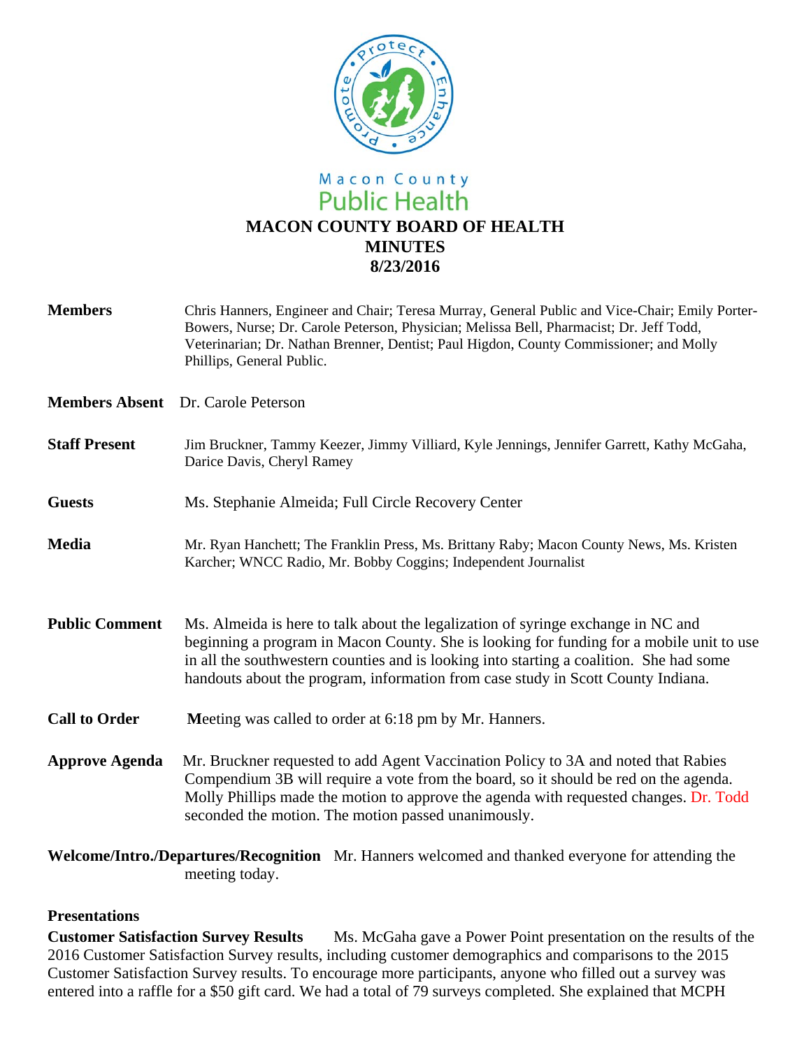Macon County
Public Health

# MACON COUNTY BOARD OF HEALTH
# MINUTES
# 8/23/2016

**Members** Chris Hanners, Engineer and Chair; Teresa Murray, General Public and Vice-Chair; Emily Porter-Bowers, Nurse; Dr. Carole Peterson, Physician; Melissa Bell, Pharmacist; Dr. Jeff Todd, Veterinarian; Dr. Nathan Brenner, Dentist; Paul Higdon, County Commissioner; and Molly Phillips, General Public.

**Members Absent** Dr. Carole Peterson

**Staff Present** Jim Bruckner, Tammy Keezer, Jimmy Villiard, Kyle Jennings, Jennifer Garrett, Kathy McGaha, Darice Davis, Cheryl Ramey

**Guests** Ms. Stephanie Almeida; Full Circle Recovery Center

**Media** Mr. Ryan Hanchett; The Franklin Press, Ms. Brittany Raby; Macon County News, Ms. Kristen Karcher; WNCC Radio, Mr. Bobby Coggins; Independent Journalist

**Public Comment** Ms. Almeida is here to talk about the legalization of syringe exchange in NC and beginning a program in Macon County. She is looking for funding for a mobile unit to use in all the southwestern counties and is looking into starting a coalition. She had some handouts about the program, information from case study in Scott County Indiana.

**Call to Order** Meeting was called to order at 6:18 pm by Mr. Hanners.

**Approve Agenda** Mr. Bruckner requested to add Agent Vaccination Policy to 3A and noted that Rabies Compendium 3B will require a vote from the board, so it should be red on the agenda. Molly Phillips made the motion to approve the agenda with requested changes. Dr. Todd seconded the motion. The motion passed unanimously.

**Welcome/Intro./Departures/Recognition** Mr. Hanners welcomed and thanked everyone for attending the meeting today.

## Presentations

**Customer Satisfaction Survey Results** Ms. McGaha gave a Power Point presentation on the results of the 2016 Customer Satisfaction Survey results, including customer demographics and comparisons to the 2015 Customer Satisfaction Survey results. To encourage more participants, anyone who filled out a survey was entered into a raffle for a $50 gift card. We had a total of 79 surveys completed. She explained that MCPH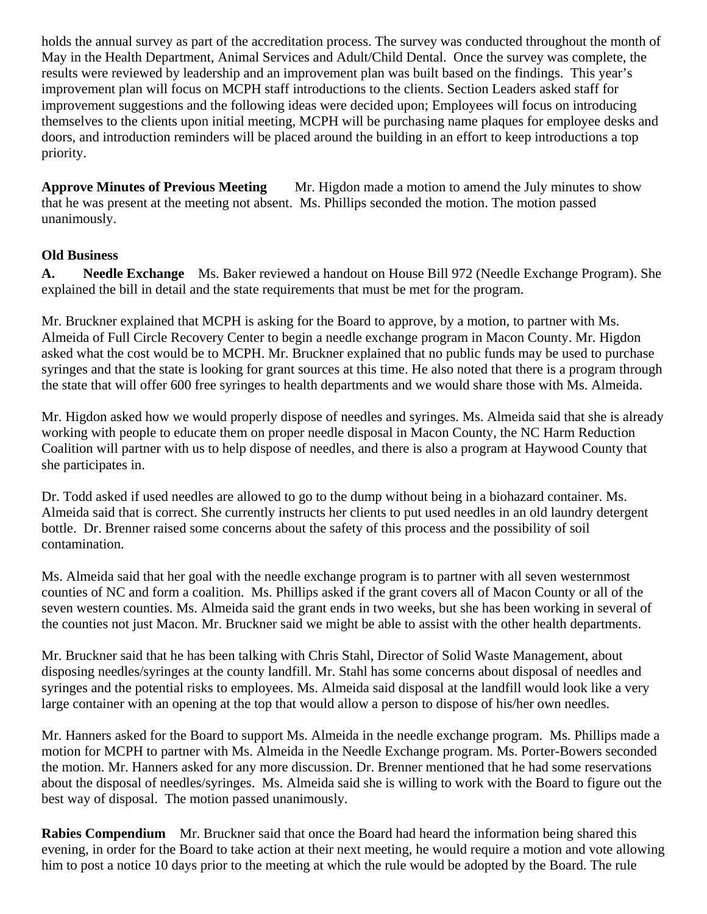holds the annual survey as part of the accreditation process. The survey was conducted throughout the month of May in the Health Department, Animal Services and Adult/Child Dental. Once the survey was complete, the results were reviewed by leadership and an improvement plan was built based on the findings. This year's improvement plan will focus on MCPH staff introductions to the clients. Section Leaders asked staff for improvement suggestions and the following ideas were decided upon; Employees will focus on introducing themselves to the clients upon initial meeting, MCPH will be purchasing name plaques for employee desks and doors, and introduction reminders will be placed around the building in an effort to keep introductions a top priority.

**Approve Minutes of Previous Meeting** Mr. Higdon made a motion to amend the July minutes to show that he was present at the meeting not absent. Ms. Phillips seconded the motion. The motion passed unanimously.

**Old Business**

**A. Needle Exchange** Ms. Baker reviewed a handout on House Bill 972 (Needle Exchange Program). She explained the bill in detail and the state requirements that must be met for the program.

Mr. Bruckner explained that MCPH is asking for the Board to approve, by a motion, to partner with Ms. Almeida of Full Circle Recovery Center to begin a needle exchange program in Macon County. Mr. Higdon asked what the cost would be to MCPH. Mr. Bruckner explained that no public funds may be used to purchase syringes and that the state is looking for grant sources at this time. He also noted that there is a program through the state that will offer 600 free syringes to health departments and we would share those with Ms. Almeida.

Mr. Higdon asked how we would properly dispose of needles and syringes. Ms. Almeida said that she is already working with people to educate them on proper needle disposal in Macon County, the NC Harm Reduction Coalition will partner with us to help dispose of needles, and there is also a program at Haywood County that she participates in.

Dr. Todd asked if used needles are allowed to go to the dump without being in a biohazard container. Ms. Almeida said that is correct. She currently instructs her clients to put used needles in an old laundry detergent bottle. Dr. Brenner raised some concerns about the safety of this process and the possibility of soil contamination.

Ms. Almeida said that her goal with the needle exchange program is to partner with all seven westernmost counties of NC and form a coalition. Ms. Phillips asked if the grant covers all of Macon County or all of the seven western counties. Ms. Almeida said the grant ends in two weeks, but she has been working in several of the counties not just Macon. Mr. Bruckner said we might be able to assist with the other health departments.

Mr. Bruckner said that he has been talking with Chris Stahl, Director of Solid Waste Management, about disposing needles/syringes at the county landfill. Mr. Stahl has some concerns about disposal of needles and syringes and the potential risks to employees. Ms. Almeida said disposal at the landfill would look like a very large container with an opening at the top that would allow a person to dispose of his/her own needles.

Mr. Hanners asked for the Board to support Ms. Almeida in the needle exchange program. Ms. Phillips made a motion for MCPH to partner with Ms. Almeida in the Needle Exchange program. Ms. Porter-Bowers seconded the motion. Mr. Hanners asked for any more discussion. Dr. Brenner mentioned that he had some reservations about the disposal of needles/syringes. Ms. Almeida said she is willing to work with the Board to figure out the best way of disposal. The motion passed unanimously.

**Rabies Compendium** Mr. Bruckner said that once the Board had heard the information being shared this evening, in order for the Board to take action at their next meeting, he would require a motion and vote allowing him to post a notice 10 days prior to the meeting at which the rule would be adopted by the Board. The rule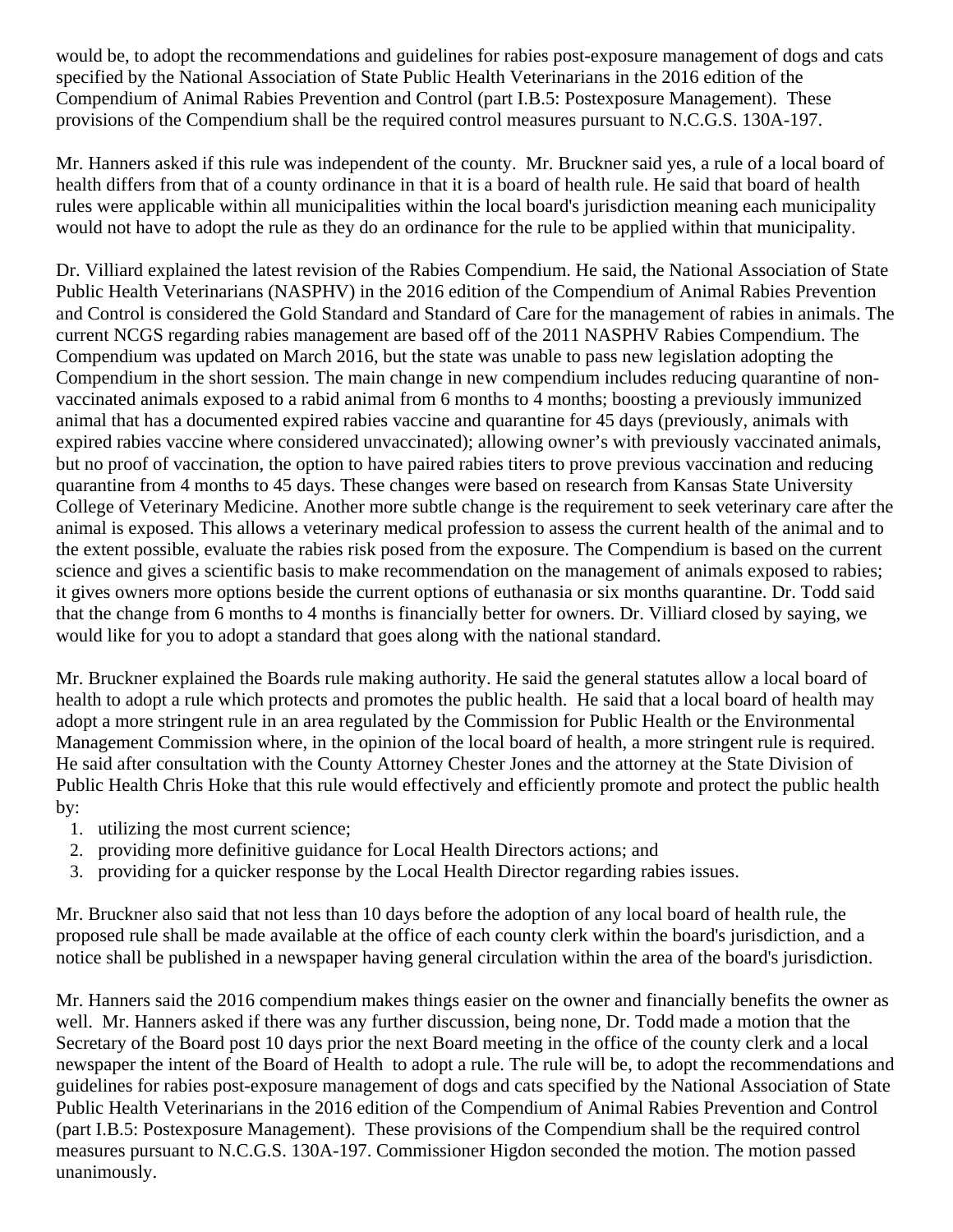would be, to adopt the recommendations and guidelines for rabies post-exposure management of dogs and cats specified by the National Association of State Public Health Veterinarians in the 2016 edition of the Compendium of Animal Rabies Prevention and Control (part I.B.5: Postexposure Management). These provisions of the Compendium shall be the required control measures pursuant to N.C.G.S. 130A-197.

Mr. Hanners asked if this rule was independent of the county. Mr. Bruckner said yes, a rule of a local board of health differs from that of a county ordinance in that it is a board of health rule. He said that board of health rules were applicable within all municipalities within the local board's jurisdiction meaning each municipality would not have to adopt the rule as they do an ordinance for the rule to be applied within that municipality.

Dr. Villiard explained the latest revision of the Rabies Compendium. He said, the National Association of State Public Health Veterinarians (NASPHV) in the 2016 edition of the Compendium of Animal Rabies Prevention and Control is considered the Gold Standard and Standard of Care for the management of rabies in animals. The current NCGS regarding rabies management are based off of the 2011 NASPHV Rabies Compendium. The Compendium was updated on March 2016, but the state was unable to pass new legislation adopting the Compendium in the short session. The main change in new compendium includes reducing quarantine of non-vaccinated animals exposed to a rabid animal from 6 months to 4 months; boosting a previously immunized animal that has a documented expired rabies vaccine and quarantine for 45 days (previously, animals with expired rabies vaccine where considered unvaccinated); allowing owner's with previously vaccinated animals, but no proof of vaccination, the option to have paired rabies titers to prove previous vaccination and reducing quarantine from 4 months to 45 days. These changes were based on research from Kansas State University College of Veterinary Medicine. Another more subtle change is the requirement to seek veterinary care after the animal is exposed. This allows a veterinary medical profession to assess the current health of the animal and to the extent possible, evaluate the rabies risk posed from the exposure. The Compendium is based on the current science and gives a scientific basis to make recommendation on the management of animals exposed to rabies; it gives owners more options beside the current options of euthanasia or six months quarantine. Dr. Todd said that the change from 6 months to 4 months is financially better for owners. Dr. Villiard closed by saying, we would like for you to adopt a standard that goes along with the national standard.

Mr. Bruckner explained the Boards rule making authority. He said the general statutes allow a local board of health to adopt a rule which protects and promotes the public health. He said that a local board of health may adopt a more stringent rule in an area regulated by the Commission for Public Health or the Environmental Management Commission where, in the opinion of the local board of health, a more stringent rule is required. He said after consultation with the County Attorney Chester Jones and the attorney at the State Division of Public Health Chris Hoke that this rule would effectively and efficiently promote and protect the public health by:

1. utilizing the most current science;
2. providing more definitive guidance for Local Health Directors actions; and
3. providing for a quicker response by the Local Health Director regarding rabies issues.

Mr. Bruckner also said that not less than 10 days before the adoption of any local board of health rule, the proposed rule shall be made available at the office of each county clerk within the board's jurisdiction, and a notice shall be published in a newspaper having general circulation within the area of the board's jurisdiction.

Mr. Hanners said the 2016 compendium makes things easier on the owner and financially benefits the owner as well. Mr. Hanners asked if there was any further discussion, being none, Dr. Todd made a motion that the Secretary of the Board post 10 days prior the next Board meeting in the office of the county clerk and a local newspaper the intent of the Board of Health to adopt a rule. The rule will be, to adopt the recommendations and guidelines for rabies post-exposure management of dogs and cats specified by the National Association of State Public Health Veterinarians in the 2016 edition of the Compendium of Animal Rabies Prevention and Control (part I.B.5: Postexposure Management). These provisions of the Compendium shall be the required control measures pursuant to N.C.G.S. 130A-197. Commissioner Higdon seconded the motion. The motion passed unanimously.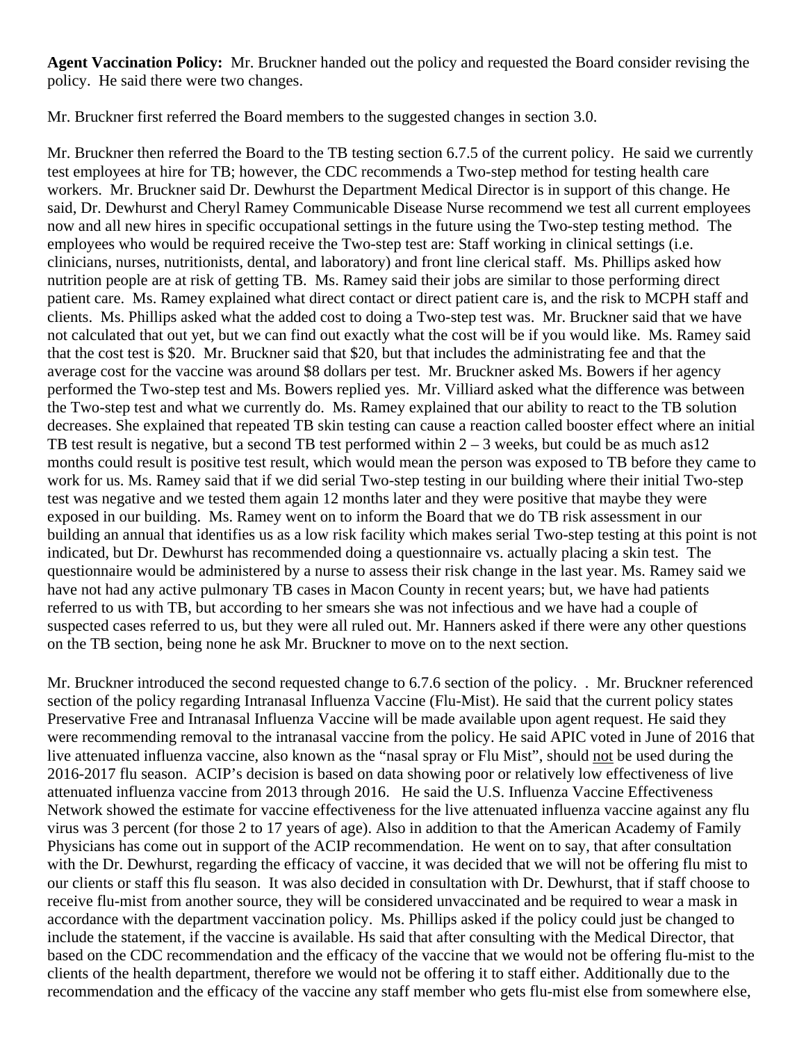**Agent Vaccination Policy:** Mr. Bruckner handed out the policy and requested the Board consider revising the policy. He said there were two changes.

Mr. Bruckner first referred the Board members to the suggested changes in section 3.0.

Mr. Bruckner then referred the Board to the TB testing section 6.7.5 of the current policy. He said we currently test employees at hire for TB; however, the CDC recommends a Two-step method for testing health care workers. Mr. Bruckner said Dr. Dewhurst the Department Medical Director is in support of this change. He said, Dr. Dewhurst and Cheryl Ramey Communicable Disease Nurse recommend we test all current employees now and all new hires in specific occupational settings in the future using the Two-step testing method. The employees who would be required receive the Two-step test are: Staff working in clinical settings (i.e. clinicians, nurses, nutritionists, dental, and laboratory) and front line clerical staff. Ms. Phillips asked how nutrition people are at risk of getting TB. Ms. Ramey said their jobs are similar to those performing direct patient care. Ms. Ramey explained what direct contact or direct patient care is, and the risk to MCPH staff and clients. Ms. Phillips asked what the added cost to doing a Two-step test was. Mr. Bruckner said that we have not calculated that out yet, but we can find out exactly what the cost will be if you would like. Ms. Ramey said that the cost test is $20. Mr. Bruckner said that $20, but that includes the administrating fee and that the average cost for the vaccine was around $8 dollars per test. Mr. Bruckner asked Ms. Bowers if her agency performed the Two-step test and Ms. Bowers replied yes. Mr. Villiard asked what the difference was between the Two-step test and what we currently do. Ms. Ramey explained that our ability to react to the TB solution decreases. She explained that repeated TB skin testing can cause a reaction called booster effect where an initial TB test result is negative, but a second TB test performed within 2 – 3 weeks, but could be as much as12 months could result is positive test result, which would mean the person was exposed to TB before they came to work for us. Ms. Ramey said that if we did serial Two-step testing in our building where their initial Two-step test was negative and we tested them again 12 months later and they were positive that maybe they were exposed in our building. Ms. Ramey went on to inform the Board that we do TB risk assessment in our building an annual that identifies us as a low risk facility which makes serial Two-step testing at this point is not indicated, but Dr. Dewhurst has recommended doing a questionnaire vs. actually placing a skin test. The questionnaire would be administered by a nurse to assess their risk change in the last year. Ms. Ramey said we have not had any active pulmonary TB cases in Macon County in recent years; but, we have had patients referred to us with TB, but according to her smears she was not infectious and we have had a couple of suspected cases referred to us, but they were all ruled out. Mr. Hanners asked if there were any other questions on the TB section, being none he ask Mr. Bruckner to move on to the next section.

Mr. Bruckner introduced the second requested change to 6.7.6 section of the policy. . Mr. Bruckner referenced section of the policy regarding Intranasal Influenza Vaccine (Flu-Mist). He said that the current policy states Preservative Free and Intranasal Influenza Vaccine will be made available upon agent request. He said they were recommending removal to the intranasal vaccine from the policy. He said APIC voted in June of 2016 that live attenuated influenza vaccine, also known as the "nasal spray or Flu Mist", should <u>not</u> be used during the 2016-2017 flu season. ACIP's decision is based on data showing poor or relatively low effectiveness of live attenuated influenza vaccine from 2013 through 2016. He said the U.S. Influenza Vaccine Effectiveness Network showed the estimate for vaccine effectiveness for the live attenuated influenza vaccine against any flu virus was 3 percent (for those 2 to 17 years of age). Also in addition to that the American Academy of Family Physicians has come out in support of the ACIP recommendation. He went on to say, that after consultation with the Dr. Dewhurst, regarding the efficacy of vaccine, it was decided that we will not be offering flu mist to our clients or staff this flu season. It was also decided in consultation with Dr. Dewhurst, that if staff choose to receive flu-mist from another source, they will be considered unvaccinated and be required to wear a mask in accordance with the department vaccination policy. Ms. Phillips asked if the policy could just be changed to include the statement, if the vaccine is available. Hs said that after consulting with the Medical Director, that based on the CDC recommendation and the efficacy of the vaccine that we would not be offering flu-mist to the clients of the health department, therefore we would not be offering it to staff either. Additionally due to the recommendation and the efficacy of the vaccine any staff member who gets flu-mist else from somewhere else,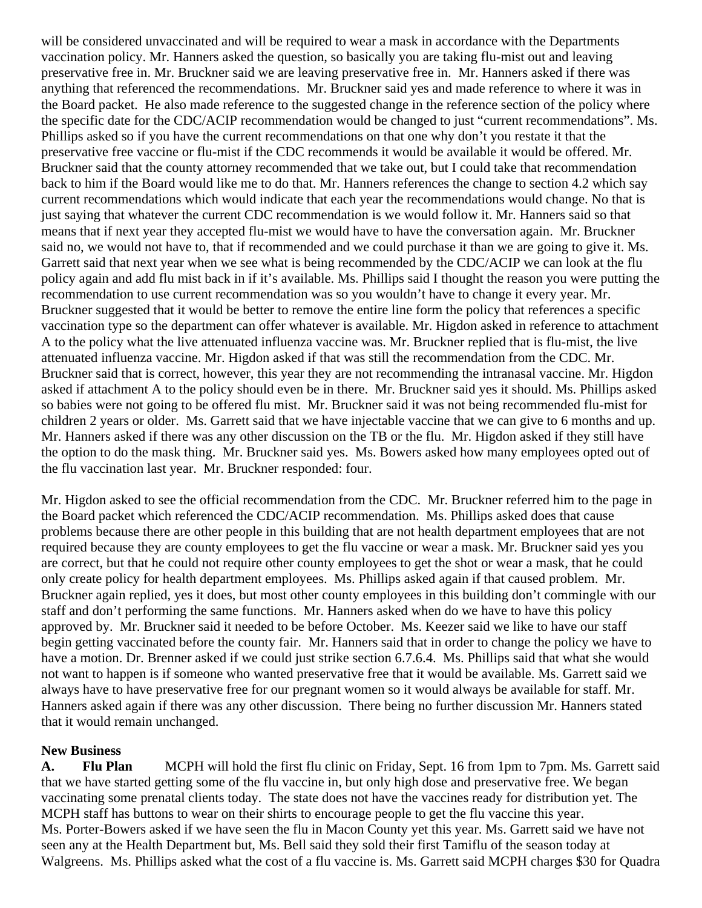will be considered unvaccinated and will be required to wear a mask in accordance with the Departments vaccination policy. Mr. Hanners asked the question, so basically you are taking flu-mist out and leaving preservative free in. Mr. Bruckner said we are leaving preservative free in. Mr. Hanners asked if there was anything that referenced the recommendations. Mr. Bruckner said yes and made reference to where it was in the Board packet. He also made reference to the suggested change in the reference section of the policy where the specific date for the CDC/ACIP recommendation would be changed to just "current recommendations". Ms. Phillips asked so if you have the current recommendations on that one why don't you restate it that the preservative free vaccine or flu-mist if the CDC recommends it would be available it would be offered. Mr. Bruckner said that the county attorney recommended that we take out, but I could take that recommendation back to him if the Board would like me to do that. Mr. Hanners references the change to section 4.2 which say current recommendations which would indicate that each year the recommendations would change. No that is just saying that whatever the current CDC recommendation is we would follow it. Mr. Hanners said so that means that if next year they accepted flu-mist we would have to have the conversation again. Mr. Bruckner said no, we would not have to, that if recommended and we could purchase it than we are going to give it. Ms. Garrett said that next year when we see what is being recommended by the CDC/ACIP we can look at the flu policy again and add flu mist back in if it's available. Ms. Phillips said I thought the reason you were putting the recommendation to use current recommendation was so you wouldn't have to change it every year. Mr. Bruckner suggested that it would be better to remove the entire line form the policy that references a specific vaccination type so the department can offer whatever is available. Mr. Higdon asked in reference to attachment A to the policy what the live attenuated influenza vaccine was. Mr. Bruckner replied that is flu-mist, the live attenuated influenza vaccine. Mr. Higdon asked if that was still the recommendation from the CDC. Mr. Bruckner said that is correct, however, this year they are not recommending the intranasal vaccine. Mr. Higdon asked if attachment A to the policy should even be in there. Mr. Bruckner said yes it should. Ms. Phillips asked so babies were not going to be offered flu mist. Mr. Bruckner said it was not being recommended flu-mist for children 2 years or older. Ms. Garrett said that we have injectable vaccine that we can give to 6 months and up. Mr. Hanners asked if there was any other discussion on the TB or the flu. Mr. Higdon asked if they still have the option to do the mask thing. Mr. Bruckner said yes. Ms. Bowers asked how many employees opted out of the flu vaccination last year. Mr. Bruckner responded: four.

Mr. Higdon asked to see the official recommendation from the CDC. Mr. Bruckner referred him to the page in the Board packet which referenced the CDC/ACIP recommendation. Ms. Phillips asked does that cause problems because there are other people in this building that are not health department employees that are not required because they are county employees to get the flu vaccine or wear a mask. Mr. Bruckner said yes you are correct, but that he could not require other county employees to get the shot or wear a mask, that he could only create policy for health department employees. Ms. Phillips asked again if that caused problem. Mr. Bruckner again replied, yes it does, but most other county employees in this building don't commingle with our staff and don't performing the same functions. Mr. Hanners asked when do we have to have this policy approved by. Mr. Bruckner said it needed to be before October. Ms. Keezer said we like to have our staff begin getting vaccinated before the county fair. Mr. Hanners said that in order to change the policy we have to have a motion. Dr. Brenner asked if we could just strike section 6.7.6.4. Ms. Phillips said that what she would not want to happen is if someone who wanted preservative free that it would be available. Ms. Garrett said we always have to have preservative free for our pregnant women so it would always be available for staff. Mr. Hanners asked again if there was any other discussion. There being no further discussion Mr. Hanners stated that it would remain unchanged.

**New Business**

**A. Flu Plan** MCPH will hold the first flu clinic on Friday, Sept. 16 from 1pm to 7pm. Ms. Garrett said that we have started getting some of the flu vaccine in, but only high dose and preservative free. We began vaccinating some prenatal clients today. The state does not have the vaccines ready for distribution yet. The MCPH staff has buttons to wear on their shirts to encourage people to get the flu vaccine this year.
Ms. Porter-Bowers asked if we have seen the flu in Macon County yet this year. Ms. Garrett said we have not seen any at the Health Department but, Ms. Bell said they sold their first Tamiflu of the season today at Walgreens. Ms. Phillips asked what the cost of a flu vaccine is. Ms. Garrett said MCPH charges $30 for Quadra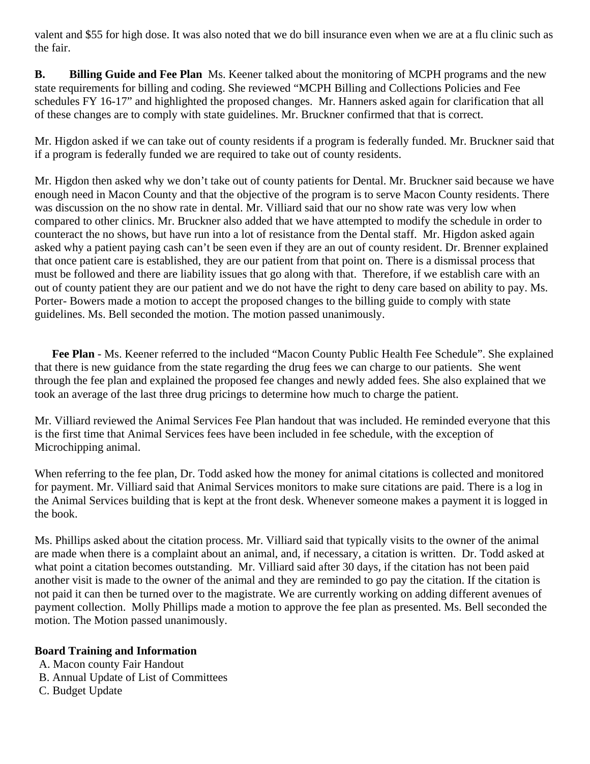valent and $55 for high dose. It was also noted that we do bill insurance even when we are at a flu clinic such as the fair.

**B. Billing Guide and Fee Plan** Ms. Keener talked about the monitoring of MCPH programs and the new state requirements for billing and coding. She reviewed "MCPH Billing and Collections Policies and Fee schedules FY 16-17" and highlighted the proposed changes. Mr. Hanners asked again for clarification that all of these changes are to comply with state guidelines. Mr. Bruckner confirmed that that is correct.

Mr. Higdon asked if we can take out of county residents if a program is federally funded. Mr. Bruckner said that if a program is federally funded we are required to take out of county residents.

Mr. Higdon then asked why we don't take out of county patients for Dental. Mr. Bruckner said because we have enough need in Macon County and that the objective of the program is to serve Macon County residents. There was discussion on the no show rate in dental. Mr. Villiard said that our no show rate was very low when compared to other clinics. Mr. Bruckner also added that we have attempted to modify the schedule in order to counteract the no shows, but have run into a lot of resistance from the Dental staff. Mr. Higdon asked again asked why a patient paying cash can't be seen even if they are an out of county resident. Dr. Brenner explained that once patient care is established, they are our patient from that point on. There is a dismissal process that must be followed and there are liability issues that go along with that. Therefore, if we establish care with an out of county patient they are our patient and we do not have the right to deny care based on ability to pay. Ms. Porter- Bowers made a motion to accept the proposed changes to the billing guide to comply with state guidelines. Ms. Bell seconded the motion. The motion passed unanimously.

**Fee Plan** - Ms. Keener referred to the included "Macon County Public Health Fee Schedule". She explained that there is new guidance from the state regarding the drug fees we can charge to our patients. She went through the fee plan and explained the proposed fee changes and newly added fees. She also explained that we took an average of the last three drug pricings to determine how much to charge the patient.

Mr. Villiard reviewed the Animal Services Fee Plan handout that was included. He reminded everyone that this is the first time that Animal Services fees have been included in fee schedule, with the exception of Microchipping animal.

When referring to the fee plan, Dr. Todd asked how the money for animal citations is collected and monitored for payment. Mr. Villiard said that Animal Services monitors to make sure citations are paid. There is a log in the Animal Services building that is kept at the front desk. Whenever someone makes a payment it is logged in the book.

Ms. Phillips asked about the citation process. Mr. Villiard said that typically visits to the owner of the animal are made when there is a complaint about an animal, and, if necessary, a citation is written. Dr. Todd asked at what point a citation becomes outstanding. Mr. Villiard said after 30 days, if the citation has not been paid another visit is made to the owner of the animal and they are reminded to go pay the citation. If the citation is not paid it can then be turned over to the magistrate. We are currently working on adding different avenues of payment collection. Molly Phillips made a motion to approve the fee plan as presented. Ms. Bell seconded the motion. The Motion passed unanimously.

**Board Training and Information**

A. Macon county Fair Handout
B. Annual Update of List of Committees
C. Budget Update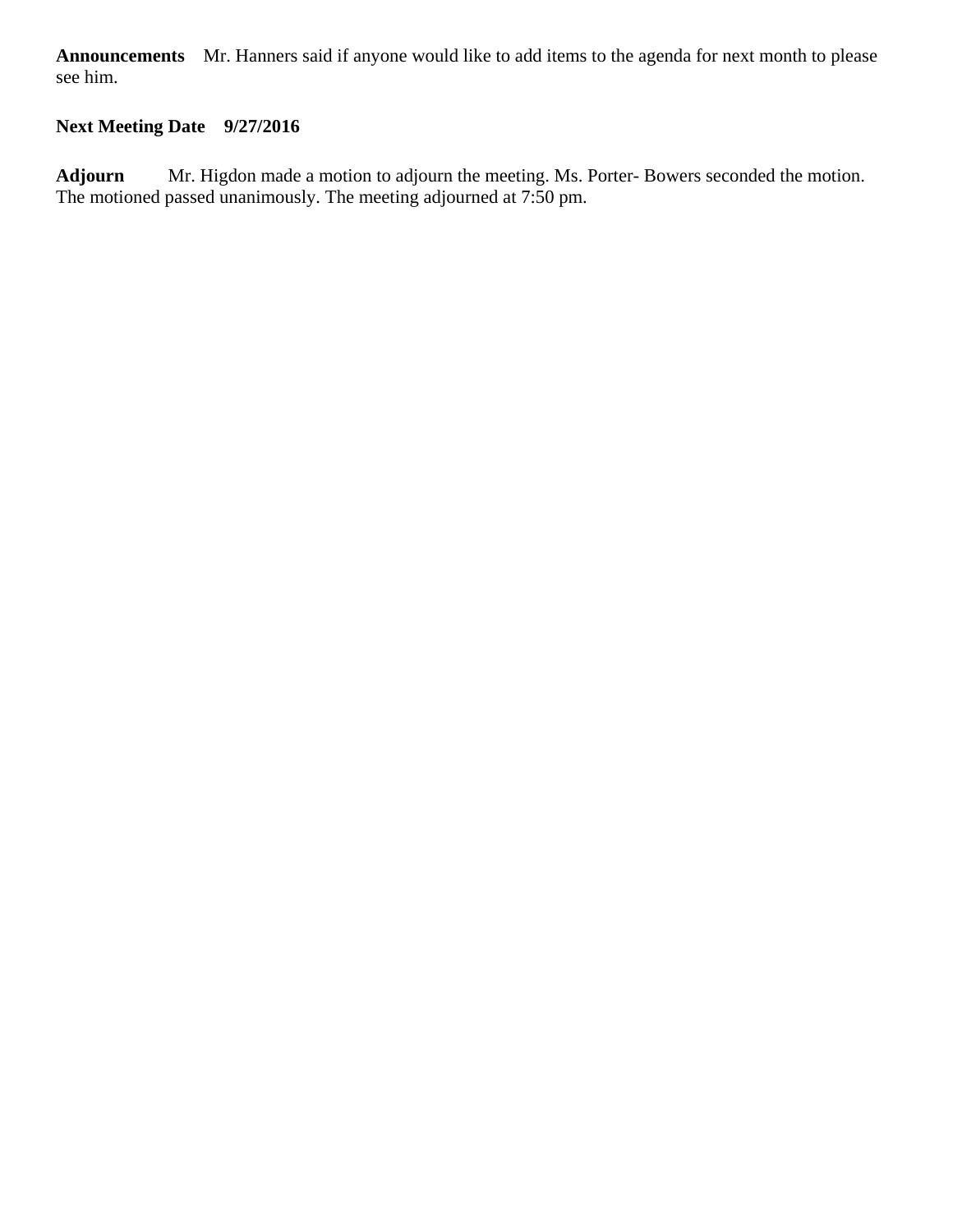**Announcements** Mr. Hanners said if anyone would like to add items to the agenda for next month to please see him.

**Next Meeting Date 9/27/2016**

**Adjourn** Mr. Higdon made a motion to adjourn the meeting. Ms. Porter- Bowers seconded the motion. The motioned passed unanimously. The meeting adjourned at 7:50 pm.